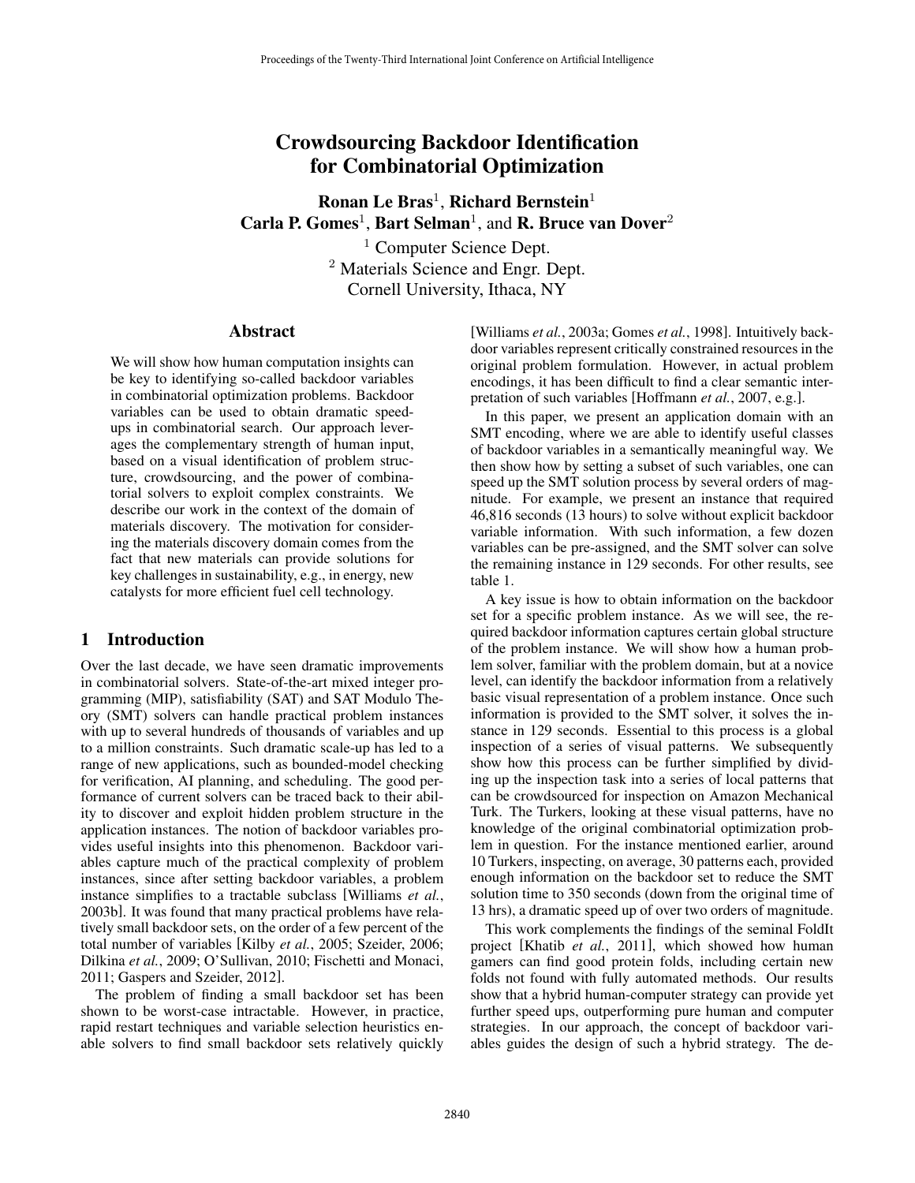# Crowdsourcing Backdoor Identification for Combinatorial Optimization

**Ronan Le Bras**[1], **Richard Bernstein**[1]
**Carla P. Gomes**[1], **Bart Selman**[1], and **R. Bruce van Dover**[2]

[1] Computer Science Dept.
[2] Materials Science and Engr. Dept.
Cornell University, Ithaca, NY

## Abstract

We will show how human computation insights can be key to identifying so-called backdoor variables in combinatorial optimization problems. Backdoor variables can be used to obtain dramatic speed-ups in combinatorial search. Our approach leverages the complementary strength of human input, based on a visual identification of problem structure, crowdsourcing, and the power of combinatorial solvers to exploit complex constraints. We describe our work in the context of the domain of materials discovery. The motivation for considering the materials discovery domain comes from the fact that new materials can provide solutions for key challenges in sustainability, e.g., in energy, new catalysts for more efficient fuel cell technology.

## 1 Introduction

Over the last decade, we have seen dramatic improvements in combinatorial solvers. State-of-the-art mixed integer programming (MIP), satisfiability (SAT) and SAT Modulo Theory (SMT) solvers can handle practical problem instances with up to several hundreds of thousands of variables and up to a million constraints. Such dramatic scale-up has led to a range of new applications, such as bounded-model checking for verification, AI planning, and scheduling. The good performance of current solvers can be traced back to their ability to discover and exploit hidden problem structure in the application instances. The notion of backdoor variables provides useful insights into this phenomenon. Backdoor variables capture much of the practical complexity of problem instances, since after setting backdoor variables, a problem instance simplifies to a tractable subclass [Williams *et al.*, 2003b]. It was found that many practical problems have relatively small backdoor sets, on the order of a few percent of the total number of variables [Kilby *et al.*, 2005; Szeider, 2006; Dilkina *et al.*, 2009; O'Sullivan, 2010; Fischetti and Monaci, 2011; Gaspers and Szeider, 2012].

The problem of finding a small backdoor set has been shown to be worst-case intractable. However, in practice, rapid restart techniques and variable selection heuristics enable solvers to find small backdoor sets relatively quickly [Williams *et al.*, 2003a; Gomes *et al.*, 1998]. Intuitively backdoor variables represent critically constrained resources in the original problem formulation. However, in actual problem encodings, it has been difficult to find a clear semantic interpretation of such variables [Hoffmann *et al.*, 2007, e.g.].

In this paper, we present an application domain with an SMT encoding, where we are able to identify useful classes of backdoor variables in a semantically meaningful way. We then show how by setting a subset of such variables, one can speed up the SMT solution process by several orders of magnitude. For example, we present an instance that required 46,816 seconds (13 hours) to solve without explicit backdoor variable information. With such information, a few dozen variables can be pre-assigned, and the SMT solver can solve the remaining instance in 129 seconds. For other results, see table 1.

A key issue is how to obtain information on the backdoor set for a specific problem instance. As we will see, the required backdoor information captures certain global structure of the problem instance. We will show how a human problem solver, familiar with the problem domain, but at a novice level, can identify the backdoor information from a relatively basic visual representation of a problem instance. Once such information is provided to the SMT solver, it solves the instance in 129 seconds. Essential to this process is a global inspection of a series of visual patterns. We subsequently show how this process can be further simplified by dividing up the inspection task into a series of local patterns that can be crowdsourced for inspection on Amazon Mechanical Turk. The Turkers, looking at these visual patterns, have no knowledge of the original combinatorial optimization problem in question. For the instance mentioned earlier, around 10 Turkers, inspecting, on average, 30 patterns each, provided enough information on the backdoor set to reduce the SMT solution time to 350 seconds (down from the original time of 13 hrs), a dramatic speed up of over two orders of magnitude.

This work complements the findings of the seminal FoldIt project [Khatib *et al.*, 2011], which showed how human gamers can find good protein folds, including certain new folds not found with fully automated methods. Our results show that a hybrid human-computer strategy can provide yet further speed ups, outperforming pure human and computer strategies. In our approach, the concept of backdoor variables guides the design of such a hybrid strategy. The de-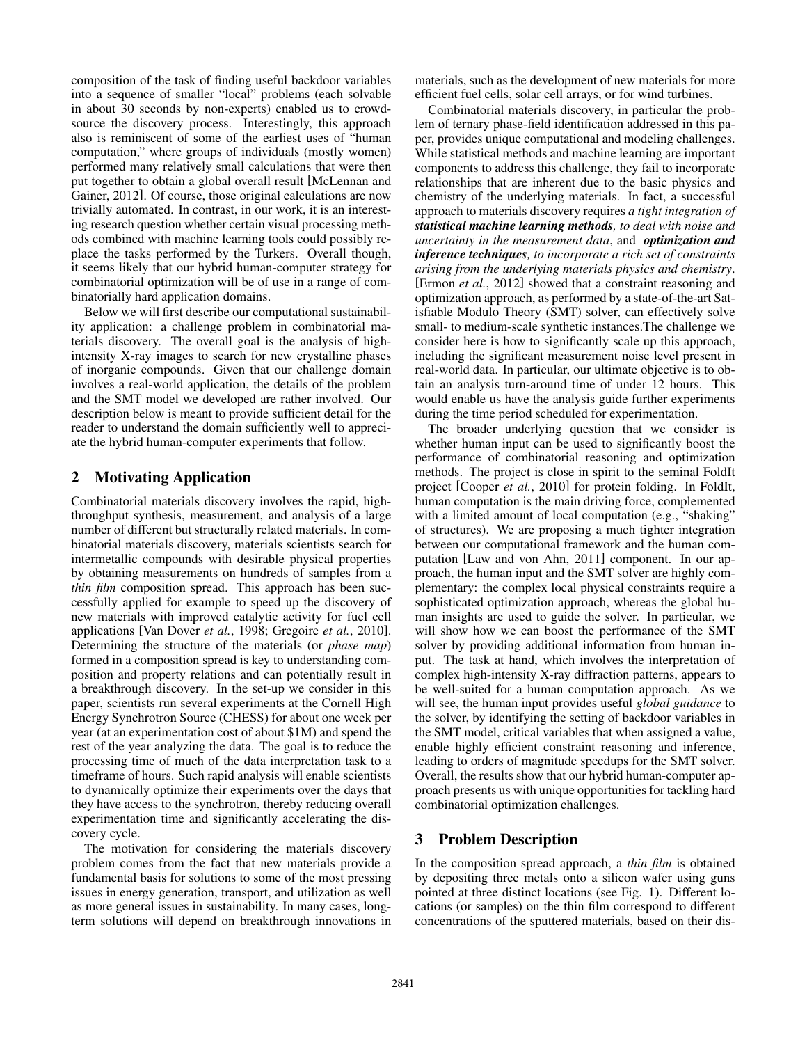composition of the task of finding useful backdoor variables into a sequence of smaller "local" problems (each solvable in about 30 seconds by non-experts) enabled us to crowd-source the discovery process. Interestingly, this approach also is reminiscent of some of the earliest uses of "human computation," where groups of individuals (mostly women) performed many relatively small calculations that were then put together to obtain a global overall result [McLennan and Gainer, 2012]. Of course, those original calculations are now trivially automated. In contrast, in our work, it is an interesting research question whether certain visual processing methods combined with machine learning tools could possibly replace the tasks performed by the Turkers. Overall though, it seems likely that our hybrid human-computer strategy for combinatorial optimization will be of use in a range of combinatorially hard application domains.

Below we will first describe our computational sustainability application: a challenge problem in combinatorial materials discovery. The overall goal is the analysis of high-intensity X-ray images to search for new crystalline phases of inorganic compounds. Given that our challenge domain involves a real-world application, the details of the problem and the SMT model we developed are rather involved. Our description below is meant to provide sufficient detail for the reader to understand the domain sufficiently well to appreciate the hybrid human-computer experiments that follow.

## 2 Motivating Application

Combinatorial materials discovery involves the rapid, high-throughput synthesis, measurement, and analysis of a large number of different but structurally related materials. In combinatorial materials discovery, materials scientists search for intermetallic compounds with desirable physical properties by obtaining measurements on hundreds of samples from a *thin film* composition spread. This approach has been successfully applied for example to speed up the discovery of new materials with improved catalytic activity for fuel cell applications [Van Dover *et al.*, 1998; Gregoire *et al.*, 2010]. Determining the structure of the materials (or *phase map*) formed in a composition spread is key to understanding composition and property relations and can potentially result in a breakthrough discovery. In the set-up we consider in this paper, scientists run several experiments at the Cornell High Energy Synchrotron Source (CHESS) for about one week per year (at an experimentation cost of about $1M) and spend the rest of the year analyzing the data. The goal is to reduce the processing time of much of the data interpretation task to a timeframe of hours. Such rapid analysis will enable scientists to dynamically optimize their experiments over the days that they have access to the synchrotron, thereby reducing overall experimentation time and significantly accelerating the discovery cycle.

The motivation for considering the materials discovery problem comes from the fact that new materials provide a fundamental basis for solutions to some of the most pressing issues in energy generation, transport, and utilization as well as more general issues in sustainability. In many cases, long-term solutions will depend on breakthrough innovations in materials, such as the development of new materials for more efficient fuel cells, solar cell arrays, or for wind turbines.

Combinatorial materials discovery, in particular the problem of ternary phase-field identification addressed in this paper, provides unique computational and modeling challenges. While statistical methods and machine learning are important components to address this challenge, they fail to incorporate relationships that are inherent due to the basic physics and chemistry of the underlying materials. In fact, a successful approach to materials discovery requires *a tight integration of **statistical machine learning methods**, to deal with noise and uncertainty in the measurement data*, and ***optimization and inference techniques**, to incorporate a rich set of constraints arising from the underlying materials physics and chemistry*. [Ermon *et al.*, 2012] showed that a constraint reasoning and optimization approach, as performed by a state-of-the-art Satisfiable Modulo Theory (SMT) solver, can effectively solve small- to medium-scale synthetic instances.The challenge we consider here is how to significantly scale up this approach, including the significant measurement noise level present in real-world data. In particular, our ultimate objective is to obtain an analysis turn-around time of under 12 hours. This would enable us have the analysis guide further experiments during the time period scheduled for experimentation.

The broader underlying question that we consider is whether human input can be used to significantly boost the performance of combinatorial reasoning and optimization methods. The project is close in spirit to the seminal FoldIt project [Cooper *et al.*, 2010] for protein folding. In FoldIt, human computation is the main driving force, complemented with a limited amount of local computation (e.g., "shaking" of structures). We are proposing a much tighter integration between our computational framework and the human computation [Law and von Ahn, 2011] component. In our approach, the human input and the SMT solver are highly complementary: the complex local physical constraints require a sophisticated optimization approach, whereas the global human insights are used to guide the solver. In particular, we will show how we can boost the performance of the SMT solver by providing additional information from human input. The task at hand, which involves the interpretation of complex high-intensity X-ray diffraction patterns, appears to be well-suited for a human computation approach. As we will see, the human input provides useful *global guidance* to the solver, by identifying the setting of backdoor variables in the SMT model, critical variables that when assigned a value, enable highly efficient constraint reasoning and inference, leading to orders of magnitude speedups for the SMT solver. Overall, the results show that our hybrid human-computer approach presents us with unique opportunities for tackling hard combinatorial optimization challenges.

## 3 Problem Description

In the composition spread approach, a *thin film* is obtained by depositing three metals onto a silicon wafer using guns pointed at three distinct locations (see Fig. 1). Different locations (or samples) on the thin film correspond to different concentrations of the sputtered materials, based on their dis-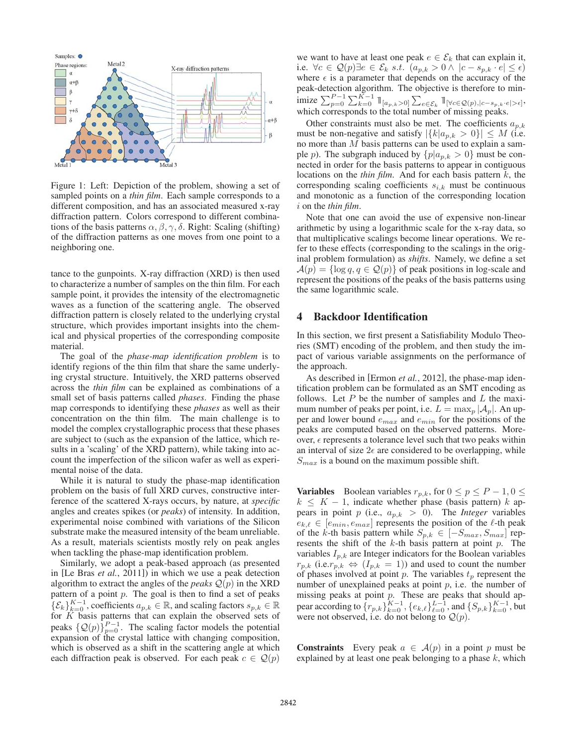Figure 1: Left: Depiction of the problem, showing a set of sampled points on a *thin film*. Each sample corresponds to a different composition, and has an associated measured x-ray diffraction pattern. Colors correspond to different combinations of the basis patterns $\alpha, \beta, \gamma, \delta$. Right: Scaling (shifting) of the diffraction patterns as one moves from one point to a neighboring one.

tance to the gunpoints. X-ray diffraction (XRD) is then used to characterize a number of samples on the thin film. For each sample point, it provides the intensity of the electromagnetic waves as a function of the scattering angle. The observed diffraction pattern is closely related to the underlying crystal structure, which provides important insights into the chemical and physical properties of the corresponding composite material.

The goal of the *phase-map identification problem* is to identify regions of the thin film that share the same underlying crystal structure. Intuitively, the XRD patterns observed across the *thin film* can be explained as combinations of a small set of basis patterns called *phases*. Finding the phase map corresponds to identifying these *phases* as well as their concentration on the thin film. The main challenge is to model the complex crystallographic process that these phases are subject to (such as the expansion of the lattice, which results in a 'scaling' of the XRD pattern), while taking into account the imperfection of the silicon wafer as well as experimental noise of the data.

While it is natural to study the phase-map identification problem on the basis of full XRD curves, constructive interference of the scattered X-rays occurs, by nature, at *specific* angles and creates spikes (or *peaks*) of intensity. In addition, experimental noise combined with variations of the Silicon substrate make the measured intensity of the beam unreliable. As a result, materials scientists mostly rely on peak angles when tackling the phase-map identification problem.

Similarly, we adopt a peak-based approach (as presented in [Le Bras *et al.*, 2011]) in which we use a peak detection algorithm to extract the angles of the *peaks* $\mathcal{Q}(p)$ in the XRD pattern of a point $p$. The goal is then to find a set of peaks $\{\mathcal{E}_k\}_{k=0}^{K-1}$, coefficients $a_{p,k} \in \mathbb{R}$, and scaling factors $s_{p,k} \in \mathbb{R}$ for $K$ basis patterns that can explain the observed sets of peaks $\{\mathcal{Q}(p)\}_{p=0}^{P-1}$. The scaling factor models the potential expansion of the crystal lattice with changing composition, which is observed as a shift in the scattering angle at which each diffraction peak is observed. For each peak $c \in \mathcal{Q}(p)$ we want to have at least one peak $e \in \mathcal{E}_k$ that can explain it, i.e. $\forall c \in \mathcal{Q}(p) \exists e \in \mathcal{E}_k \ s.t. \ (a_{p,k} > 0 \wedge |c - s_{p,k} \cdot e| \leq \epsilon)$ where $\epsilon$ is a parameter that depends on the accuracy of the peak-detection algorithm. The objective is therefore to minimize $\sum_{p=0}^{P-1} \sum_{k=0}^{K-1} \mathbb{1}_{[a_{p,k}>0]} \sum_{e \in \mathcal{E}_k} \mathbb{1}_{[\forall c \in \mathcal{Q}(p), |c - s_{p,k} \cdot e| > \epsilon]}$, which corresponds to the total number of missing peaks.

Other constraints must also be met. The coefficients $a_{p,k}$ must be non-negative and satisfy $|\{k | a_{p,k} > 0\}| \leq M$ (i.e. no more than $M$ basis patterns can be used to explain a sample $p$). The subgraph induced by $\{p | a_{p,k} > 0\}$ must be connected in order for the basis patterns to appear in contiguous locations on the *thin film*. And for each basis pattern $k$, the corresponding scaling coefficients $s_{i,k}$ must be continuous and monotonic as a function of the corresponding location $i$ on the *thin film*.

Note that one can avoid the use of expensive non-linear arithmetic by using a logarithmic scale for the x-ray data, so that multiplicative scalings become linear operations. We refer to these effects (corresponding to the scalings in the original problem formulation) as *shifts*. Namely, we define a set $\mathcal{A}(p) = \{\log q, q \in \mathcal{Q}(p)\}$ of peak positions in log-scale and represent the positions of the peaks of the basis patterns using the same logarithmic scale.

## 4 Backdoor Identification

In this section, we first present a Satisfiability Modulo Theories (SMT) encoding of the problem, and then study the impact of various variable assignments on the performance of the approach.

As described in [Ermon *et al.*, 2012], the phase-map identification problem can be formulated as an SMT encoding as follows. Let $P$ be the number of samples and $L$ the maximum number of peaks per point, i.e. $L = \max_p |\mathcal{A}_p|$. An upper and lower bound $e_{max}$ and $e_{min}$ for the positions of the peaks are computed based on the observed patterns. Moreover, $\epsilon$ represents a tolerance level such that two peaks within an interval of size $2\epsilon$ are considered to be overlapping, while $S_{max}$ is a bound on the maximum possible shift.

**Variables** Boolean variables $r_{p,k}$, for $0 \leq p \leq P-1, 0 \leq k \leq K-1$, indicate whether phase (basis pattern) $k$ appears in point $p$ (i.e., $a_{p,k} > 0$). The *Integer* variables $e_{k,\ell} \in [e_{min}, e_{max}]$ represents the position of the $\ell$-th peak of the $k$-th basis pattern while $S_{p,k} \in [-S_{max}, S_{max}]$ represents the shift of the $k$-th basis pattern at point $p$. The variables $I_{p,k}$ are Integer indicators for the Boolean variables $r_{p,k}$ (i.e.$r_{p,k} \Leftrightarrow (I_{p,k} = 1)$) and used to count the number of phases involved at point $p$. The variables $t_p$ represent the number of unexplained peaks at point $p$, i.e. the number of missing peaks at point $p$. These are peaks that should appear according to $\{r_{p,k}\}_{k=0}^{K-1}$, $\{e_{k,\ell}\}_{\ell=0}^{L-1}$, and $\{S_{p,k}\}_{k=0}^{K-1}$, but were not observed, i.e. do not belong to $\mathcal{Q}(p)$.

**Constraints** Every peak $a \in \mathcal{A}(p)$ in a point $p$ must be explained by at least one peak belonging to a phase $k$, which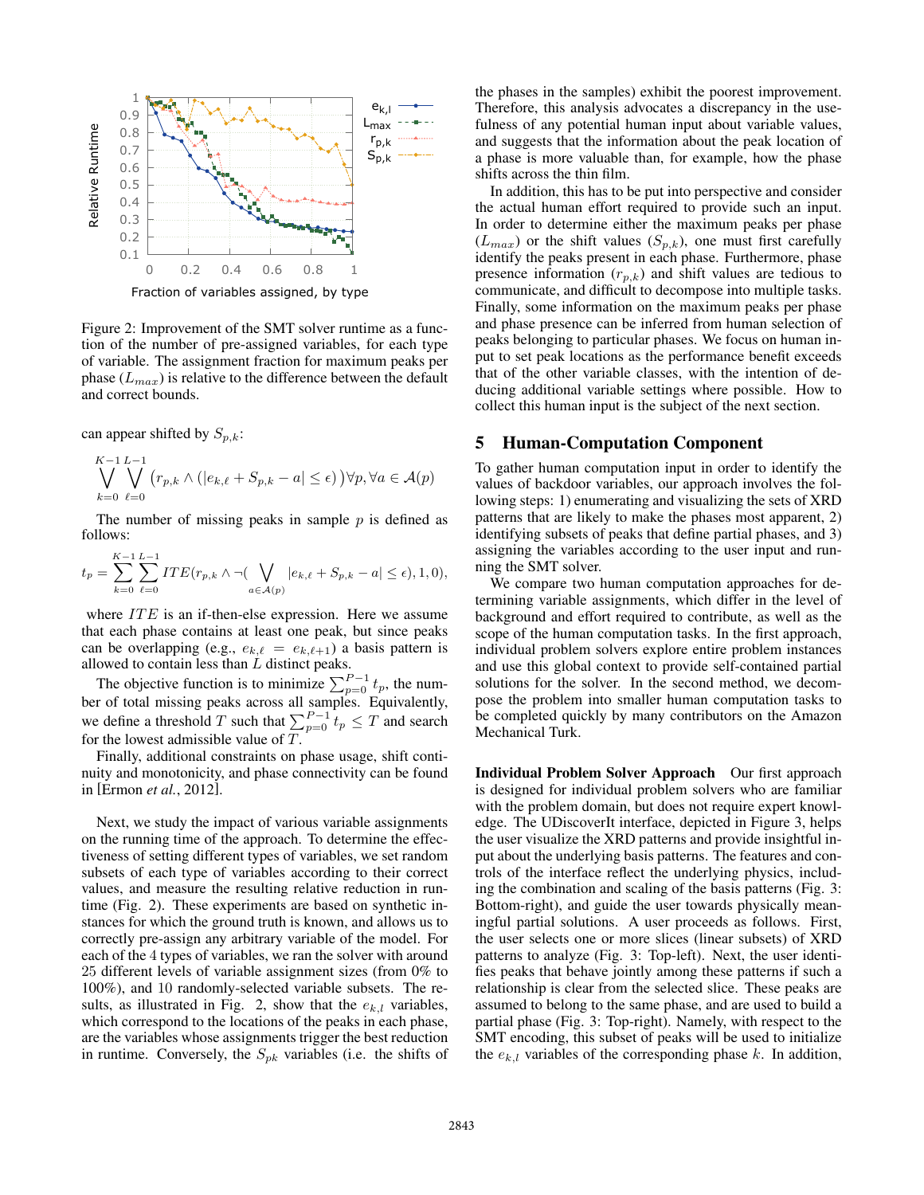Figure 2: Improvement of the SMT solver runtime as a function of the number of pre-assigned variables, for each type of variable. The assignment fraction for maximum peaks per phase ($L_{max}$) is relative to the difference between the default and correct bounds.

can appear shifted by $S_{p,k}$:

$$\bigvee_{k=0}^{K-1}\bigvee_{\ell=0}^{L-1}\left(r_{p,k} \wedge (|e_{k,\ell} + S_{p,k} - a| \leq \epsilon)\right)\forall p, \forall a \in \mathcal{A}(p)$$

The number of missing peaks in sample $p$ is defined as follows:

$$t_p = \sum_{k=0}^{K-1}\sum_{\ell=0}^{L-1} ITE(r_{p,k} \wedge \neg(\bigvee_{a \in \mathcal{A}(p)} |e_{k,\ell} + S_{p,k} - a| \leq \epsilon), 1, 0),$$

where $ITE$ is an if-then-else expression. Here we assume that each phase contains at least one peak, but since peaks can be overlapping (e.g., $e_{k,\ell} = e_{k,\ell+1}$) a basis pattern is allowed to contain less than $L$ distinct peaks.

The objective function is to minimize $\sum_{p=0}^{P-1} t_p$, the number of total missing peaks across all samples. Equivalently, we define a threshold $T$ such that $\sum_{p=0}^{P-1} t_p \leq T$ and search for the lowest admissible value of $T$.

Finally, additional constraints on phase usage, shift continuity and monotonicity, and phase connectivity can be found in [Ermon *et al.*, 2012].

Next, we study the impact of various variable assignments on the running time of the approach. To determine the effectiveness of setting different types of variables, we set random subsets of each type of variables according to their correct values, and measure the resulting relative reduction in runtime (Fig. 2). These experiments are based on synthetic instances for which the ground truth is known, and allows us to correctly pre-assign any arbitrary variable of the model. For each of the 4 types of variables, we ran the solver with around 25 different levels of variable assignment sizes (from 0% to 100%), and 10 randomly-selected variable subsets. The results, as illustrated in Fig. 2, show that the $e_{k,l}$ variables, which correspond to the locations of the peaks in each phase, are the variables whose assignments trigger the best reduction in runtime. Conversely, the $S_{pk}$ variables (i.e. the shifts of the phases in the samples) exhibit the poorest improvement. Therefore, this analysis advocates a discrepancy in the usefulness of any potential human input about variable values, and suggests that the information about the peak location of a phase is more valuable than, for example, how the phase shifts across the thin film.

In addition, this has to be put into perspective and consider the actual human effort required to provide such an input. In order to determine either the maximum peaks per phase ($L_{max}$) or the shift values ($S_{p,k}$), one must first carefully identify the peaks present in each phase. Furthermore, phase presence information ($r_{p,k}$) and shift values are tedious to communicate, and difficult to decompose into multiple tasks. Finally, some information on the maximum peaks per phase and phase presence can be inferred from human selection of peaks belonging to particular phases. We focus on human input to set peak locations as the performance benefit exceeds that of the other variable classes, with the intention of deducing additional variable settings where possible. How to collect this human input is the subject of the next section.

## 5 Human-Computation Component

To gather human computation input in order to identify the values of backdoor variables, our approach involves the following steps: 1) enumerating and visualizing the sets of XRD patterns that are likely to make the phases most apparent, 2) identifying subsets of peaks that define partial phases, and 3) assigning the variables according to the user input and running the SMT solver.

We compare two human computation approaches for determining variable assignments, which differ in the level of background and effort required to contribute, as well as the scope of the human computation tasks. In the first approach, individual problem solvers explore entire problem instances and use this global context to provide self-contained partial solutions for the solver. In the second method, we decompose the problem into smaller human computation tasks to be completed quickly by many contributors on the Amazon Mechanical Turk.

**Individual Problem Solver Approach** Our first approach is designed for individual problem solvers who are familiar with the problem domain, but does not require expert knowledge. The UDiscoverIt interface, depicted in Figure 3, helps the user visualize the XRD patterns and provide insightful input about the underlying basis patterns. The features and controls of the interface reflect the underlying physics, including the combination and scaling of the basis patterns (Fig. 3: Bottom-right), and guide the user towards physically meaningful partial solutions. A user proceeds as follows. First, the user selects one or more slices (linear subsets) of XRD patterns to analyze (Fig. 3: Top-left). Next, the user identifies peaks that behave jointly among these patterns if such a relationship is clear from the selected slice. These peaks are assumed to belong to the same phase, and are used to build a partial phase (Fig. 3: Top-right). Namely, with respect to the SMT encoding, this subset of peaks will be used to initialize the $e_{k,l}$ variables of the corresponding phase $k$. In addition,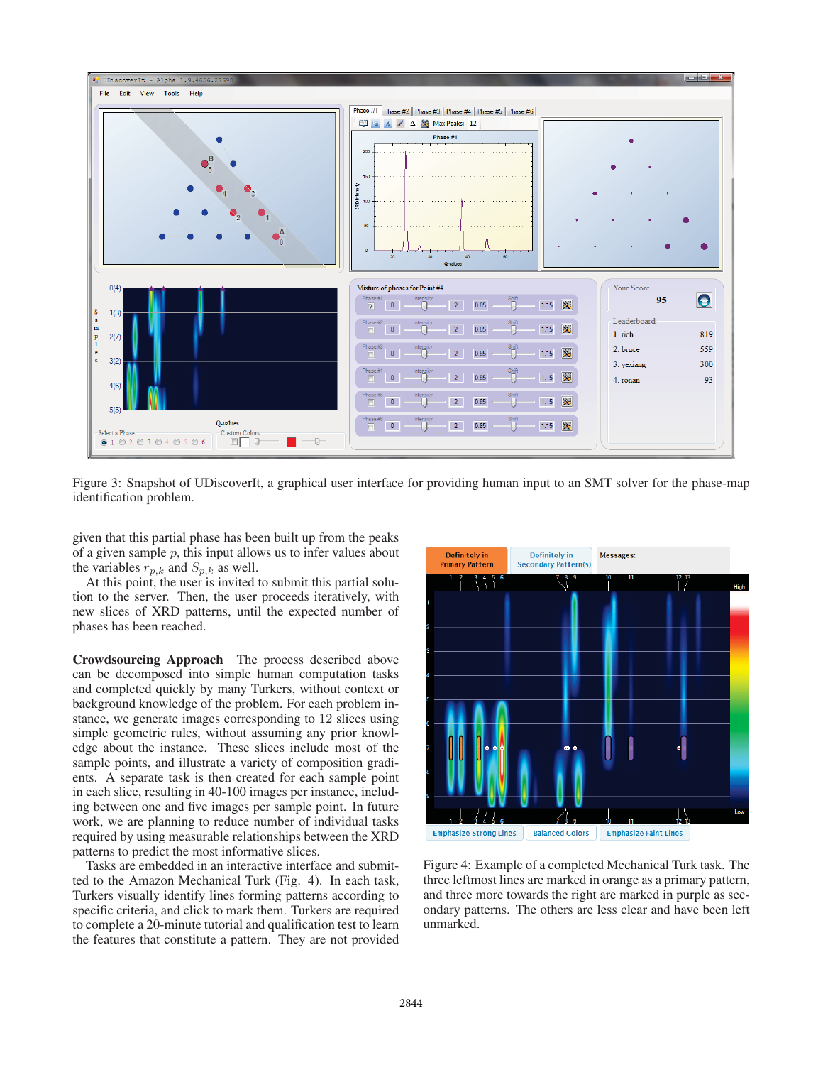Figure 3: Snapshot of UDiscoverIt, a graphical user interface for providing human input to an SMT solver for the phase-map identification problem.

given that this partial phase has been built up from the peaks of a given sample $p$, this input allows us to infer values about the variables $r_{p,k}$ and $S_{p,k}$ as well.

At this point, the user is invited to submit this partial solution to the server. Then, the user proceeds iteratively, with new slices of XRD patterns, until the expected number of phases has been reached.

**Crowdsourcing Approach** The process described above can be decomposed into simple human computation tasks and completed quickly by many Turkers, without context or background knowledge of the problem. For each problem instance, we generate images corresponding to 12 slices using simple geometric rules, without assuming any prior knowledge about the instance. These slices include most of the sample points, and illustrate a variety of composition gradients. A separate task is then created for each sample point in each slice, resulting in 40-100 images per instance, including between one and five images per sample point. In future work, we are planning to reduce number of individual tasks required by using measurable relationships between the XRD patterns to predict the most informative slices.

Tasks are embedded in an interactive interface and submitted to the Amazon Mechanical Turk (Fig. 4). In each task, Turkers visually identify lines forming patterns according to specific criteria, and click to mark them. Turkers are required to complete a 20-minute tutorial and qualification test to learn the features that constitute a pattern. They are not provided

Figure 4: Example of a completed Mechanical Turk task. The three leftmost lines are marked in orange as a primary pattern, and three more towards the right are marked in purple as secondary patterns. The others are less clear and have been left unmarked.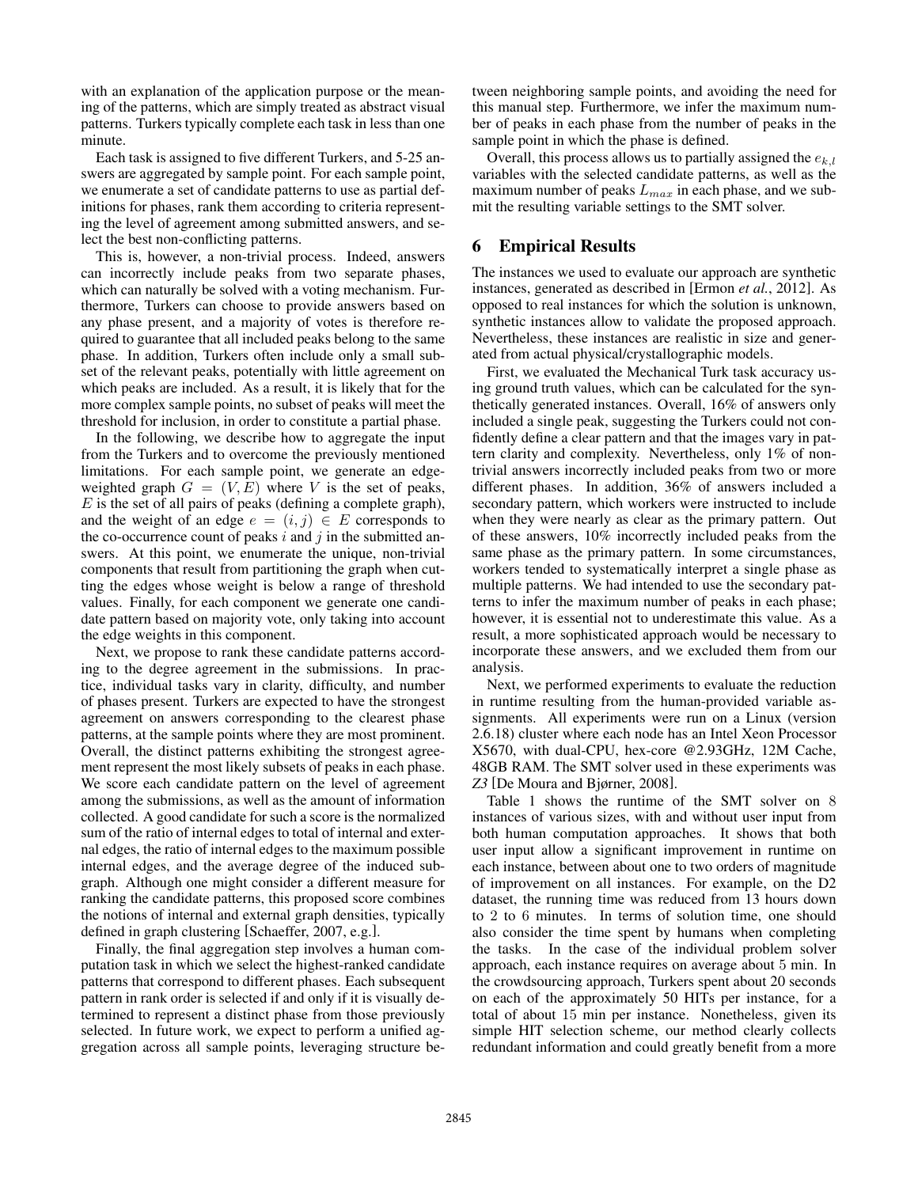with an explanation of the application purpose or the meaning of the patterns, which are simply treated as abstract visual patterns. Turkers typically complete each task in less than one minute.

Each task is assigned to five different Turkers, and 5-25 answers are aggregated by sample point. For each sample point, we enumerate a set of candidate patterns to use as partial definitions for phases, rank them according to criteria representing the level of agreement among submitted answers, and select the best non-conflicting patterns.

This is, however, a non-trivial process. Indeed, answers can incorrectly include peaks from two separate phases, which can naturally be solved with a voting mechanism. Furthermore, Turkers can choose to provide answers based on any phase present, and a majority of votes is therefore required to guarantee that all included peaks belong to the same phase. In addition, Turkers often include only a small subset of the relevant peaks, potentially with little agreement on which peaks are included. As a result, it is likely that for the more complex sample points, no subset of peaks will meet the threshold for inclusion, in order to constitute a partial phase.

In the following, we describe how to aggregate the input from the Turkers and to overcome the previously mentioned limitations. For each sample point, we generate an edge-weighted graph $G = (V, E)$ where $V$ is the set of peaks, $E$ is the set of all pairs of peaks (defining a complete graph), and the weight of an edge $e = (i, j) \in E$ corresponds to the co-occurrence count of peaks $i$ and $j$ in the submitted answers. At this point, we enumerate the unique, non-trivial components that result from partitioning the graph when cutting the edges whose weight is below a range of threshold values. Finally, for each component we generate one candidate pattern based on majority vote, only taking into account the edge weights in this component.

Next, we propose to rank these candidate patterns according to the degree agreement in the submissions. In practice, individual tasks vary in clarity, difficulty, and number of phases present. Turkers are expected to have the strongest agreement on answers corresponding to the clearest phase patterns, at the sample points where they are most prominent. Overall, the distinct patterns exhibiting the strongest agreement represent the most likely subsets of peaks in each phase. We score each candidate pattern on the level of agreement among the submissions, as well as the amount of information collected. A good candidate for such a score is the normalized sum of the ratio of internal edges to total of internal and external edges, the ratio of internal edges to the maximum possible internal edges, and the average degree of the induced subgraph. Although one might consider a different measure for ranking the candidate patterns, this proposed score combines the notions of internal and external graph densities, typically defined in graph clustering [Schaeffer, 2007, e.g.].

Finally, the final aggregation step involves a human computation task in which we select the highest-ranked candidate patterns that correspond to different phases. Each subsequent pattern in rank order is selected if and only if it is visually determined to represent a distinct phase from those previously selected. In future work, we expect to perform a unified aggregation across all sample points, leveraging structure between neighboring sample points, and avoiding the need for this manual step. Furthermore, we infer the maximum number of peaks in each phase from the number of peaks in the sample point in which the phase is defined.

Overall, this process allows us to partially assigned the $e_{k,l}$ variables with the selected candidate patterns, as well as the maximum number of peaks $L_{max}$ in each phase, and we submit the resulting variable settings to the SMT solver.

## 6 Empirical Results

The instances we used to evaluate our approach are synthetic instances, generated as described in [Ermon *et al.*, 2012]. As opposed to real instances for which the solution is unknown, synthetic instances allow to validate the proposed approach. Nevertheless, these instances are realistic in size and generated from actual physical/crystallographic models.

First, we evaluated the Mechanical Turk task accuracy using ground truth values, which can be calculated for the synthetically generated instances. Overall, 16% of answers only included a single peak, suggesting the Turkers could not confidently define a clear pattern and that the images vary in pattern clarity and complexity. Nevertheless, only 1% of non-trivial answers incorrectly included peaks from two or more different phases. In addition, 36% of answers included a secondary pattern, which workers were instructed to include when they were nearly as clear as the primary pattern. Out of these answers, 10% incorrectly included peaks from the same phase as the primary pattern. In some circumstances, workers tended to systematically interpret a single phase as multiple patterns. We had intended to use the secondary patterns to infer the maximum number of peaks in each phase; however, it is essential not to underestimate this value. As a result, a more sophisticated approach would be necessary to incorporate these answers, and we excluded them from our analysis.

Next, we performed experiments to evaluate the reduction in runtime resulting from the human-provided variable assignments. All experiments were run on a Linux (version 2.6.18) cluster where each node has an Intel Xeon Processor X5670, with dual-CPU, hex-core @2.93GHz, 12M Cache, 48GB RAM. The SMT solver used in these experiments was *Z3* [De Moura and Bjørner, 2008].

Table 1 shows the runtime of the SMT solver on 8 instances of various sizes, with and without user input from both human computation approaches. It shows that both user input allow a significant improvement in runtime on each instance, between about one to two orders of magnitude of improvement on all instances. For example, on the D2 dataset, the running time was reduced from 13 hours down to 2 to 6 minutes. In terms of solution time, one should also consider the time spent by humans when completing the tasks. In the case of the individual problem solver approach, each instance requires on average about 5 min. In the crowdsourcing approach, Turkers spent about 20 seconds on each of the approximately 50 HITs per instance, for a total of about 15 min per instance. Nonetheless, given its simple HIT selection scheme, our method clearly collects redundant information and could greatly benefit from a more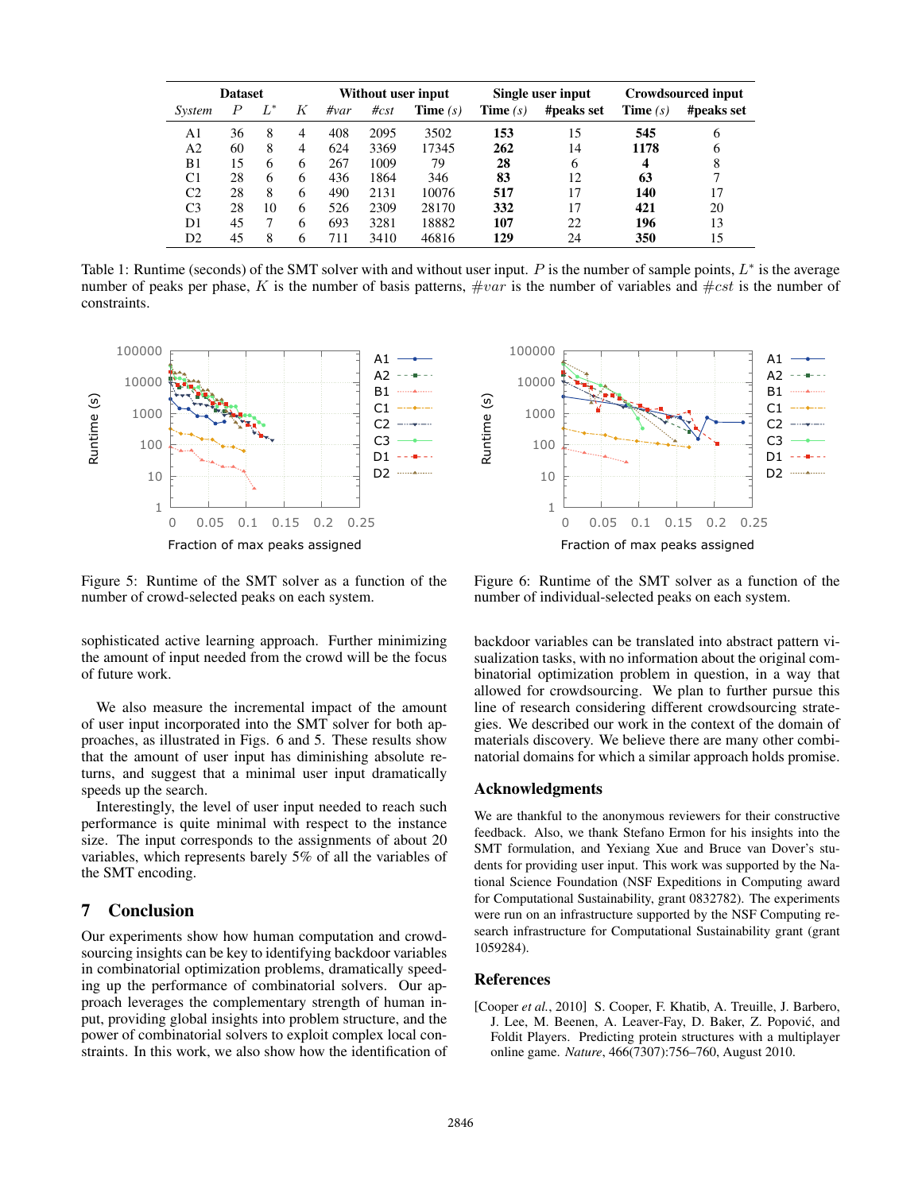| Dataset | | | | Without user input | | | Single user input | | Crowdsourced input | |
|---|---|---|---|---|---|---|---|---|---|---|
| *System* | $P$ | $L^*$ | $K$ | *#var* | *#cst* | **Time** *(s)* | **Time** *(s)* | **#peaks set** | **Time** *(s)* | **#peaks set** |
| A1 | 36 | 8 | 4 | 408 | 2095 | 3502 | **153** | 15 | **545** | 6 |
| A2 | 60 | 8 | 4 | 624 | 3369 | 17345 | **262** | 14 | **1178** | 6 |
| B1 | 15 | 6 | 6 | 267 | 1009 | 79 | **28** | 6 | **4** | 8 |
| C1 | 28 | 6 | 6 | 436 | 1864 | 346 | **83** | 12 | **63** | 7 |
| C2 | 28 | 8 | 6 | 490 | 2131 | 10076 | **517** | 17 | **140** | 17 |
| C3 | 28 | 10 | 6 | 526 | 2309 | 28170 | **332** | 17 | **421** | 20 |
| D1 | 45 | 7 | 6 | 693 | 3281 | 18882 | **107** | 22 | **196** | 13 |
| D2 | 45 | 8 | 6 | 711 | 3410 | 46816 | **129** | 24 | **350** | 15 |

Table 1: Runtime (seconds) of the SMT solver with and without user input. $P$ is the number of sample points, $L^*$ is the average number of peaks per phase, $K$ is the number of basis patterns, $\#var$ is the number of variables and $\#cst$ is the number of constraints.

Figure 5: Runtime of the SMT solver as a function of the number of crowd-selected peaks on each system.

Figure 6: Runtime of the SMT solver as a function of the number of individual-selected peaks on each system.

sophisticated active learning approach. Further minimizing the amount of input needed from the crowd will be the focus of future work.

We also measure the incremental impact of the amount of user input incorporated into the SMT solver for both approaches, as illustrated in Figs. 6 and 5. These results show that the amount of user input has diminishing absolute returns, and suggest that a minimal user input dramatically speeds up the search.

Interestingly, the level of user input needed to reach such performance is quite minimal with respect to the instance size. The input corresponds to the assignments of about 20 variables, which represents barely 5% of all the variables of the SMT encoding.

## 7 Conclusion

Our experiments show how human computation and crowdsourcing insights can be key to identifying backdoor variables in combinatorial optimization problems, dramatically speeding up the performance of combinatorial solvers. Our approach leverages the complementary strength of human input, providing global insights into problem structure, and the power of combinatorial solvers to exploit complex local constraints. In this work, we also show how the identification of backdoor variables can be translated into abstract pattern visualization tasks, with no information about the original combinatorial optimization problem in question, in a way that allowed for crowdsourcing. We plan to further pursue this line of research considering different crowdsourcing strategies. We described our work in the context of the domain of materials discovery. We believe there are many other combinatorial domains for which a similar approach holds promise.

## Acknowledgments

We are thankful to the anonymous reviewers for their constructive feedback. Also, we thank Stefano Ermon for his insights into the SMT formulation, and Yexiang Xue and Bruce van Dover's students for providing user input. This work was supported by the National Science Foundation (NSF Expeditions in Computing award for Computational Sustainability, grant 0832782). The experiments were run on an infrastructure supported by the NSF Computing research infrastructure for Computational Sustainability grant (grant 1059284).

## References

[Cooper *et al.*, 2010] S. Cooper, F. Khatib, A. Treuille, J. Barbero, J. Lee, M. Beenen, A. Leaver-Fay, D. Baker, Z. Popović, and Foldit Players. Predicting protein structures with a multiplayer online game. *Nature*, 466(7307):756–760, August 2010.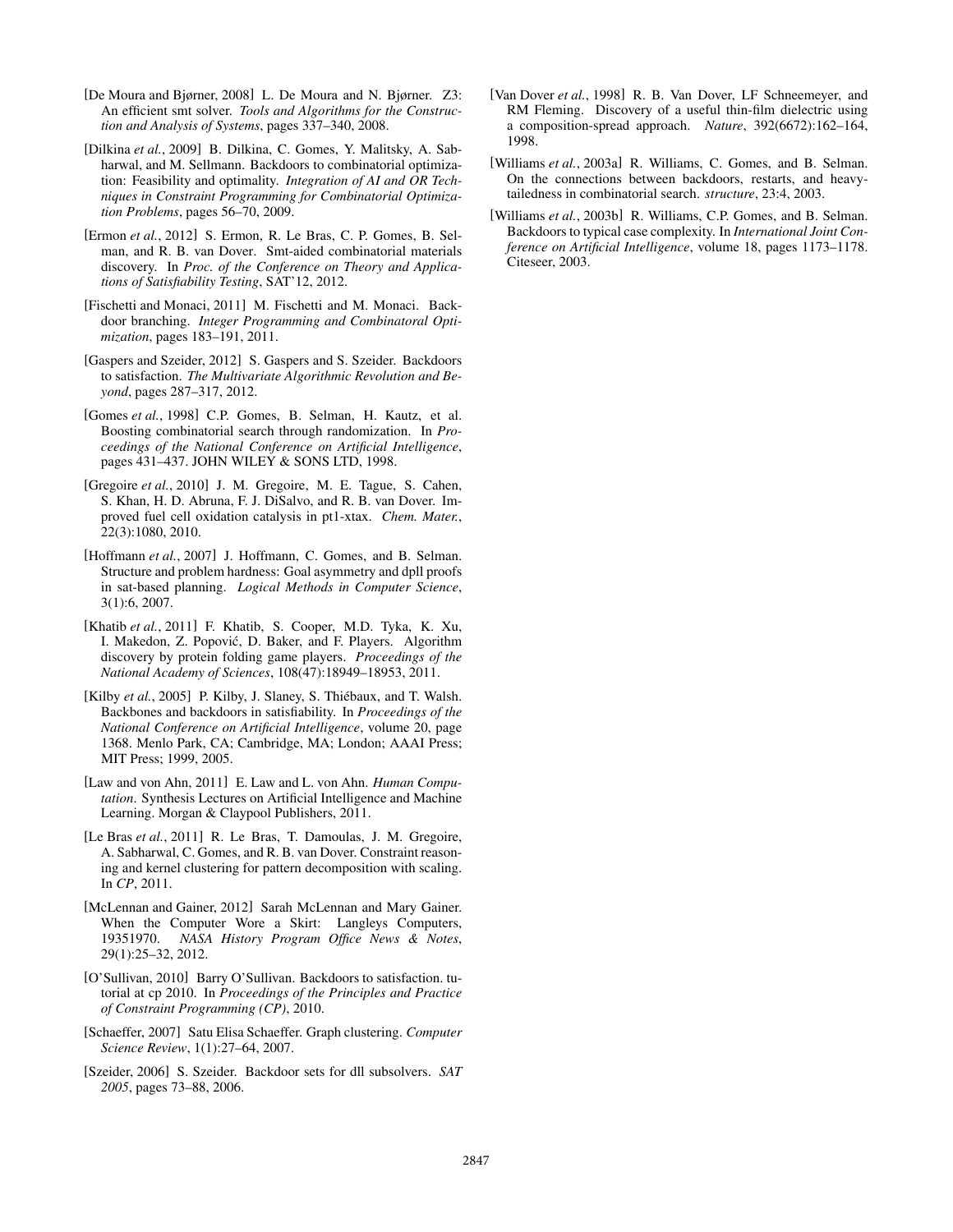[De Moura and Bjørner, 2008] L. De Moura and N. Bjørner. Z3: An efficient smt solver. *Tools and Algorithms for the Construction and Analysis of Systems*, pages 337–340, 2008.

[Dilkina *et al.*, 2009] B. Dilkina, C. Gomes, Y. Malitsky, A. Sabharwal, and M. Sellmann. Backdoors to combinatorial optimization: Feasibility and optimality. *Integration of AI and OR Techniques in Constraint Programming for Combinatorial Optimization Problems*, pages 56–70, 2009.

[Ermon *et al.*, 2012] S. Ermon, R. Le Bras, C. P. Gomes, B. Selman, and R. B. van Dover. Smt-aided combinatorial materials discovery. In *Proc. of the Conference on Theory and Applications of Satisfiability Testing*, SAT'12, 2012.

[Fischetti and Monaci, 2011] M. Fischetti and M. Monaci. Backdoor branching. *Integer Programming and Combinatoral Optimization*, pages 183–191, 2011.

[Gaspers and Szeider, 2012] S. Gaspers and S. Szeider. Backdoors to satisfaction. *The Multivariate Algorithmic Revolution and Beyond*, pages 287–317, 2012.

[Gomes *et al.*, 1998] C.P. Gomes, B. Selman, H. Kautz, et al. Boosting combinatorial search through randomization. In *Proceedings of the National Conference on Artificial Intelligence*, pages 431–437. JOHN WILEY & SONS LTD, 1998.

[Gregoire *et al.*, 2010] J. M. Gregoire, M. E. Tague, S. Cahen, S. Khan, H. D. Abruna, F. J. DiSalvo, and R. B. van Dover. Improved fuel cell oxidation catalysis in pt1-xtax. *Chem. Mater.*, 22(3):1080, 2010.

[Hoffmann *et al.*, 2007] J. Hoffmann, C. Gomes, and B. Selman. Structure and problem hardness: Goal asymmetry and dpll proofs in sat-based planning. *Logical Methods in Computer Science*, 3(1):6, 2007.

[Khatib *et al.*, 2011] F. Khatib, S. Cooper, M.D. Tyka, K. Xu, I. Makedon, Z. Popović, D. Baker, and F. Players. Algorithm discovery by protein folding game players. *Proceedings of the National Academy of Sciences*, 108(47):18949–18953, 2011.

[Kilby *et al.*, 2005] P. Kilby, J. Slaney, S. Thiébaux, and T. Walsh. Backbones and backdoors in satisfiability. In *Proceedings of the National Conference on Artificial Intelligence*, volume 20, page 1368. Menlo Park, CA; Cambridge, MA; London; AAAI Press; MIT Press; 1999, 2005.

[Law and von Ahn, 2011] E. Law and L. von Ahn. *Human Computation*. Synthesis Lectures on Artificial Intelligence and Machine Learning. Morgan & Claypool Publishers, 2011.

[Le Bras *et al.*, 2011] R. Le Bras, T. Damoulas, J. M. Gregoire, A. Sabharwal, C. Gomes, and R. B. van Dover. Constraint reasoning and kernel clustering for pattern decomposition with scaling. In *CP*, 2011.

[McLennan and Gainer, 2012] Sarah McLennan and Mary Gainer. When the Computer Wore a Skirt: Langleys Computers, 19351970. *NASA History Program Office News & Notes*, 29(1):25–32, 2012.

[O'Sullivan, 2010] Barry O'Sullivan. Backdoors to satisfaction. tutorial at cp 2010. In *Proceedings of the Principles and Practice of Constraint Programming (CP)*, 2010.

[Schaeffer, 2007] Satu Elisa Schaeffer. Graph clustering. *Computer Science Review*, 1(1):27–64, 2007.

[Szeider, 2006] S. Szeider. Backdoor sets for dll subsolvers. *SAT 2005*, pages 73–88, 2006.

[Van Dover *et al.*, 1998] R. B. Van Dover, LF Schneemeyer, and RM Fleming. Discovery of a useful thin-film dielectric using a composition-spread approach. *Nature*, 392(6672):162–164, 1998.

[Williams *et al.*, 2003a] R. Williams, C. Gomes, and B. Selman. On the connections between backdoors, restarts, and heavy-tailedness in combinatorial search. *structure*, 23:4, 2003.

[Williams *et al.*, 2003b] R. Williams, C.P. Gomes, and B. Selman. Backdoors to typical case complexity. In *International Joint Conference on Artificial Intelligence*, volume 18, pages 1173–1178. Citeseer, 2003.